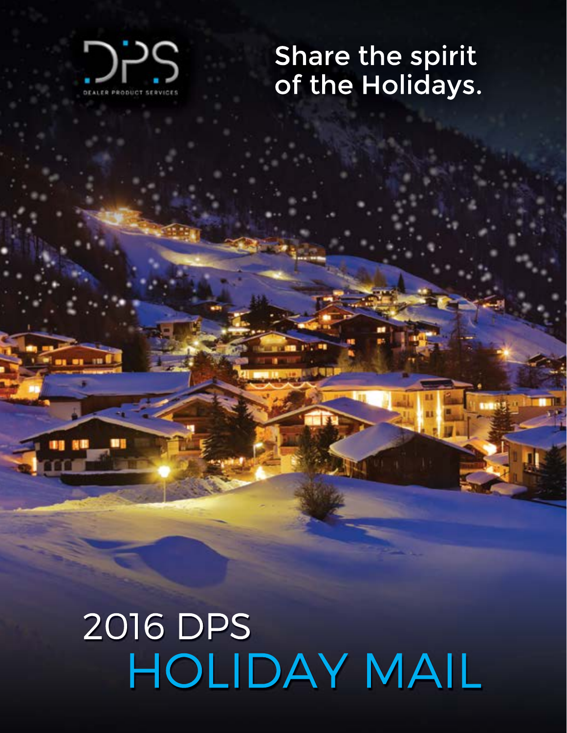DPS

DEALER PRODUCT SERVICES

Share the spirit of the Holidays.

# 2016 DPS HOLIDAY MAIL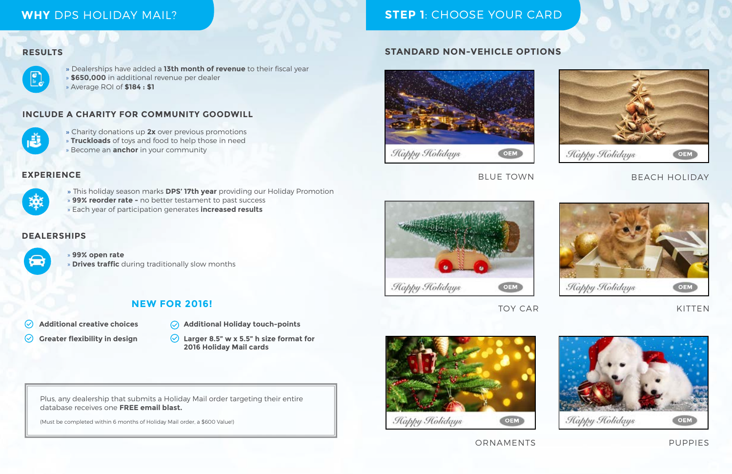## WHY DPS HOLIDAY MAIL?

### RESULTS

- Dealerships have added a **13th month of revenue** to their fiscal year
- **$650,000** in additional revenue per dealer
- Average ROI of **$184 : $1**

### INCLUDE A CHARITY FOR COMMUNITY GOODWILL

- Charity donations up **2x** over previous promotions
- **Truckloads** of toys and food to help those in need
- Become an **anchor** in your community

### EXPERIENCE

- This holiday season marks **DPS' 17th year** providing our Holiday Promotion
- **99% reorder rate –** no better testament to past success
- Each year of participation generates **increased results**

### DEALERSHIPS

- **99% open rate**
- **Drives traffic** during traditionally slow months

### NEW FOR 2016!

- **Additional creative choices**
- **Greater flexibility in design**
- **Additional Holiday touch-points**
- **Larger 8.5" w x 5.5" h size format for 2016 Holiday Mail cards**

Plus, any dealership that submits a Holiday Mail order targeting their entire database receives one **FREE email blast.**

(Must be completed within 6 months of Holiday Mail order, a $600 Value!)

## STEP 1: CHOOSE YOUR CARD

### STANDARD NON-VEHICLE OPTIONS

Happy Holidays OEM

BLUE TOWN

Happy Holidays OEM

BEACH HOLIDAY

Happy Holidays OEM

TOY CAR

Happy Holidays OEM

KITTEN

Happy Holidays OEM

ORNAMENTS

Happy Holidays OEM

PUPPIES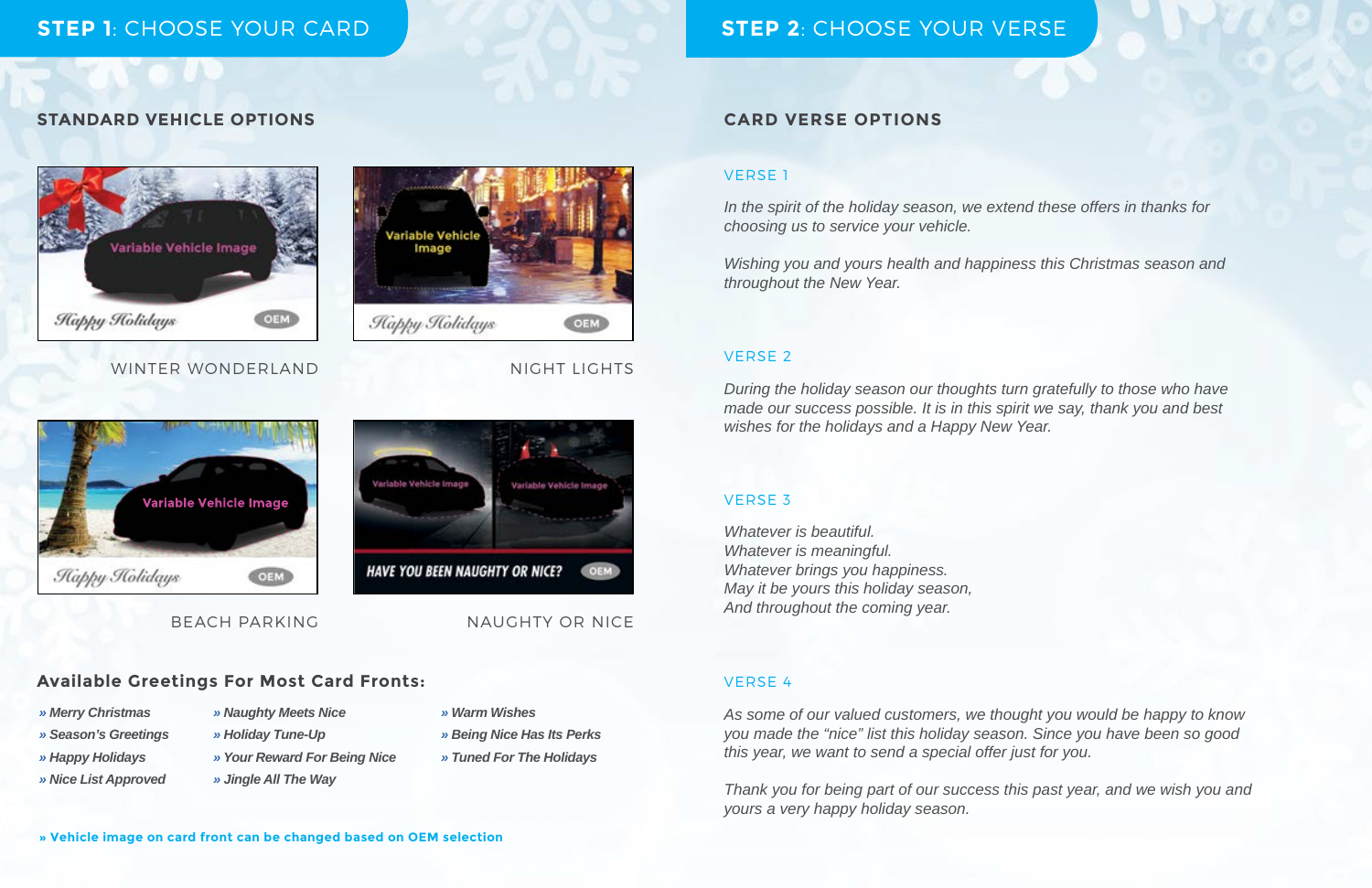## STEP 1: CHOOSE YOUR CARD

### STANDARD VEHICLE OPTIONS

WINTER WONDERLAND

NIGHT LIGHTS

BEACH PARKING

NAUGHTY OR NICE

### Available Greetings For Most Card Fronts:

- *» Merry Christmas*
- *» Season's Greetings*
- *» Happy Holidays*
- *» Nice List Approved*
- *» Naughty Meets Nice*
- *» Holiday Tune-Up*
- *» Your Reward For Being Nice*
- *» Jingle All The Way*
- *» Warm Wishes*
- *» Being Nice Has Its Perks*
- *» Tuned For The Holidays*

**» Vehicle image on card front can be changed based on OEM selection**

## STEP 2: CHOOSE YOUR VERSE

### CARD VERSE OPTIONS

VERSE 1

*In the spirit of the holiday season, we extend these offers in thanks for choosing us to service your vehicle.*

*Wishing you and yours health and happiness this Christmas season and throughout the New Year.*

VERSE 2

*During the holiday season our thoughts turn gratefully to those who have made our success possible. It is in this spirit we say, thank you and best wishes for the holidays and a Happy New Year.*

VERSE 3

*Whatever is beautiful.*
*Whatever is meaningful.*
*Whatever brings you happiness.*
*May it be yours this holiday season,*
*And throughout the coming year.*

VERSE 4

*As some of our valued customers, we thought you would be happy to know you made the "nice" list this holiday season. Since you have been so good this year, we want to send a special offer just for you.*

*Thank you for being part of our success this past year, and we wish you and yours a very happy holiday season.*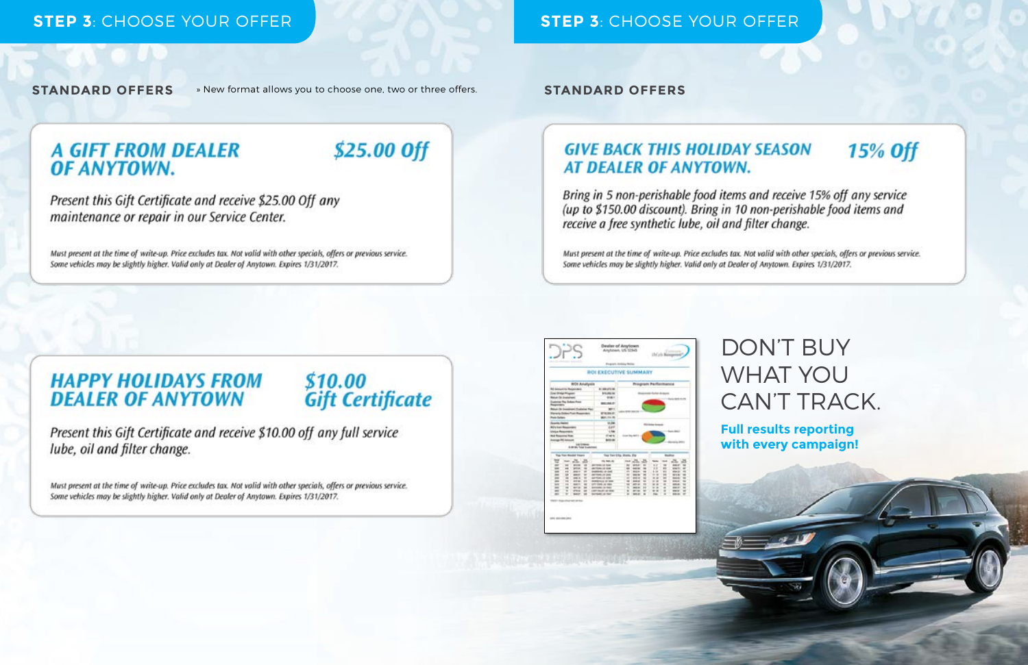## STEP 3: CHOOSE YOUR OFFER

### STANDARD OFFERS

» New format allows you to choose one, two or three offers.

**A GIFT FROM DEALER OF ANYTOWN.** — **$25.00 Off**

*Present this Gift Certificate and receive $25.00 Off any maintenance or repair in our Service Center.*

*Must present at the time of write-up. Price excludes tax. Not valid with other specials, offers or previous service. Some vehicles may be slightly higher. Valid only at Dealer of Anytown. Expires 1/31/2017.*

**HAPPY HOLIDAYS FROM DEALER OF ANYTOWN** — **$10.00 Gift Certificate**

*Present this Gift Certificate and receive $10.00 off any full service lube, oil and filter change.*

*Must present at the time of write-up. Price excludes tax. Not valid with other specials, offers or previous service. Some vehicles may be slightly higher. Valid only at Dealer of Anytown. Expires 1/31/2017.*

## STEP 3: CHOOSE YOUR OFFER

### STANDARD OFFERS

**GIVE BACK THIS HOLIDAY SEASON AT DEALER OF ANYTOWN.** — **15% Off**

*Bring in 5 non-perishable food items and receive 15% off any service (up to $150.00 discount). Bring in 10 non-perishable food items and receive a free synthetic lube, oil and filter change.*

*Must present at the time of write-up. Price excludes tax. Not valid with other specials, offers or previous service. Some vehicles may be slightly higher. Valid only at Dealer of Anytown. Expires 1/31/2017.*

# DON'T BUY WHAT YOU CAN'T TRACK.

**Full results reporting with every campaign!**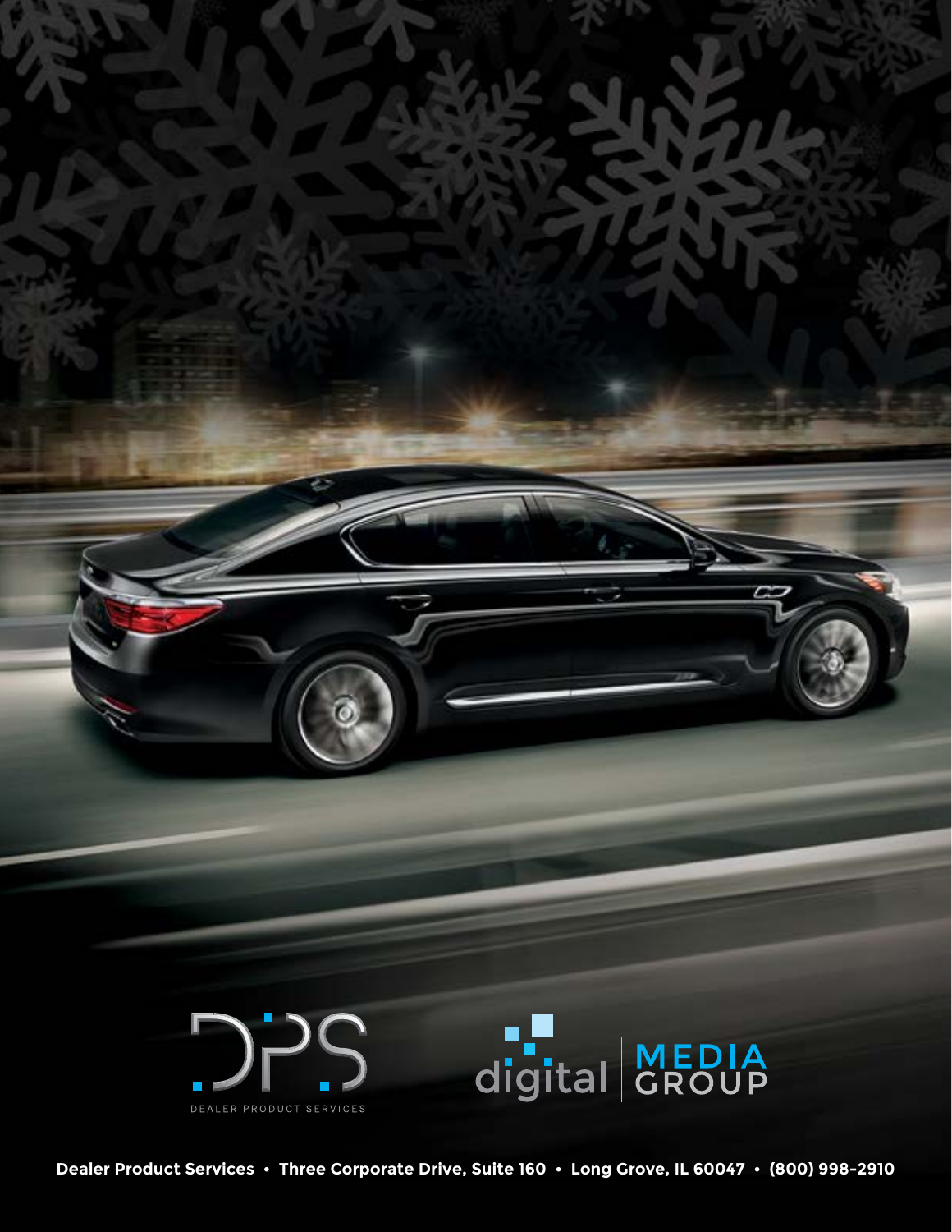DPS

DEALER PRODUCT SERVICES

digital MEDIA GROUP

Dealer Product Services • Three Corporate Drive, Suite 160 • Long Grove, IL 60047 • (800) 998-2910